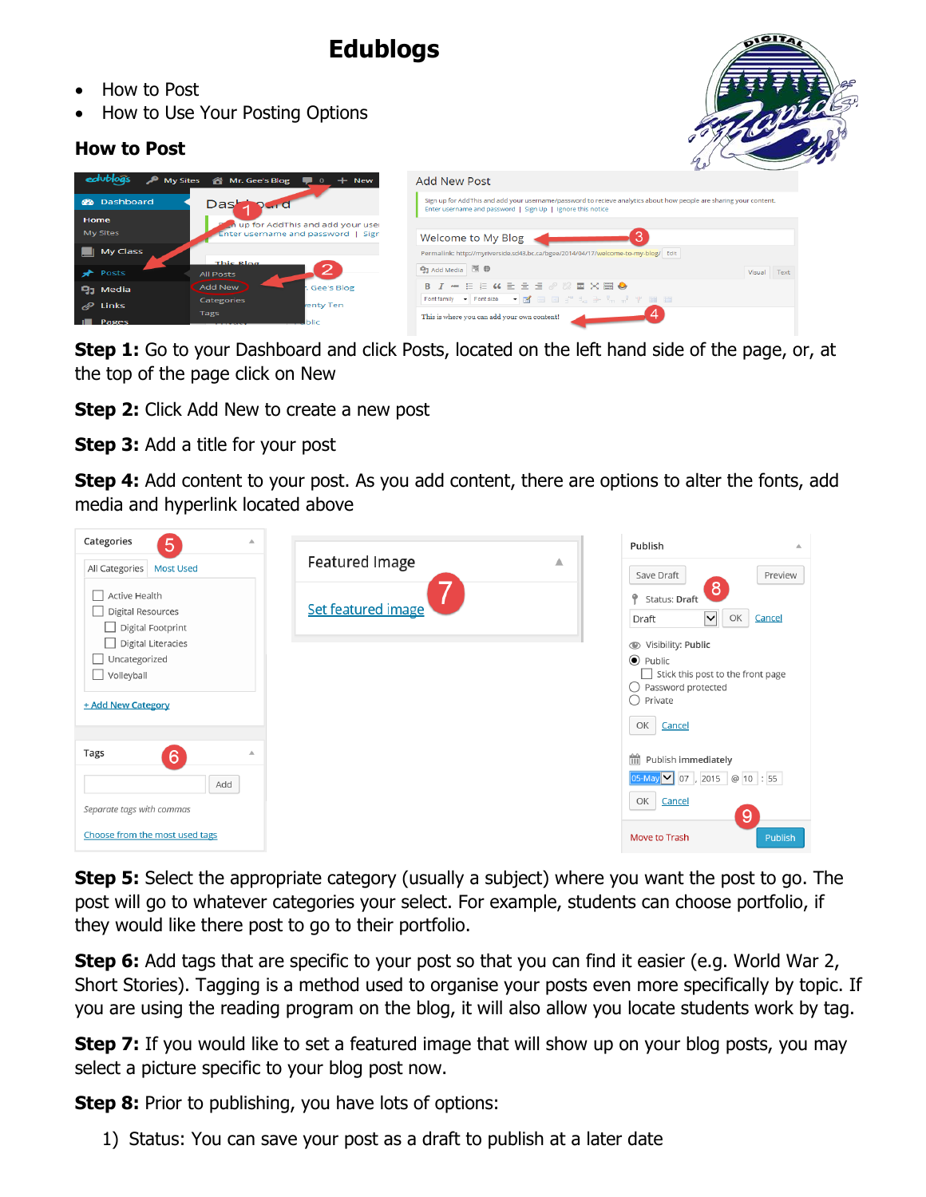# Edublogs

- How to Post
- How to Use Your Posting Options

## How to Post

**Step 1:** Go to your Dashboard and click Posts, located on the left hand side of the page, or, at the top of the page click on New

**Step 2:** Click Add New to create a new post

**Step 3:** Add a title for your post

**Step 4:** Add content to your post. As you add content, there are options to alter the fonts, add media and hyperlink located above

**Step 5:** Select the appropriate category (usually a subject) where you want the post to go. The post will go to whatever categories your select. For example, students can choose portfolio, if they would like there post to go to their portfolio.

**Step 6:** Add tags that are specific to your post so that you can find it easier (e.g. World War 2, Short Stories). Tagging is a method used to organise your posts even more specifically by topic. If you are using the reading program on the blog, it will also allow you locate students work by tag.

**Step 7:** If you would like to set a featured image that will show up on your blog posts, you may select a picture specific to your blog post now.

**Step 8:** Prior to publishing, you have lots of options:

1) Status: You can save your post as a draft to publish at a later date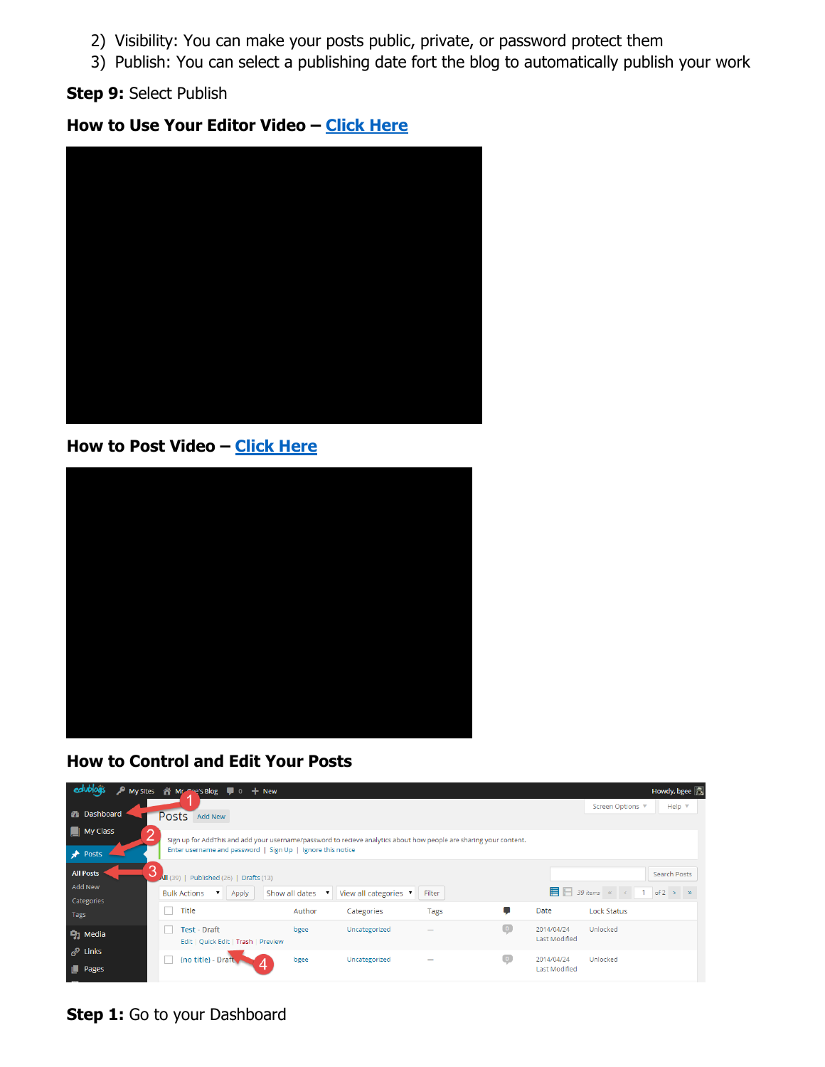2) Visibility: You can make your posts public, private, or password protect them
3) Publish: You can select a publishing date fort the blog to automatically publish your work

**Step 9:** Select Publish

**How to Use Your Editor Video – Click Here**

**How to Post Video – Click Here**

**How to Control and Edit Your Posts**

**Step 1:** Go to your Dashboard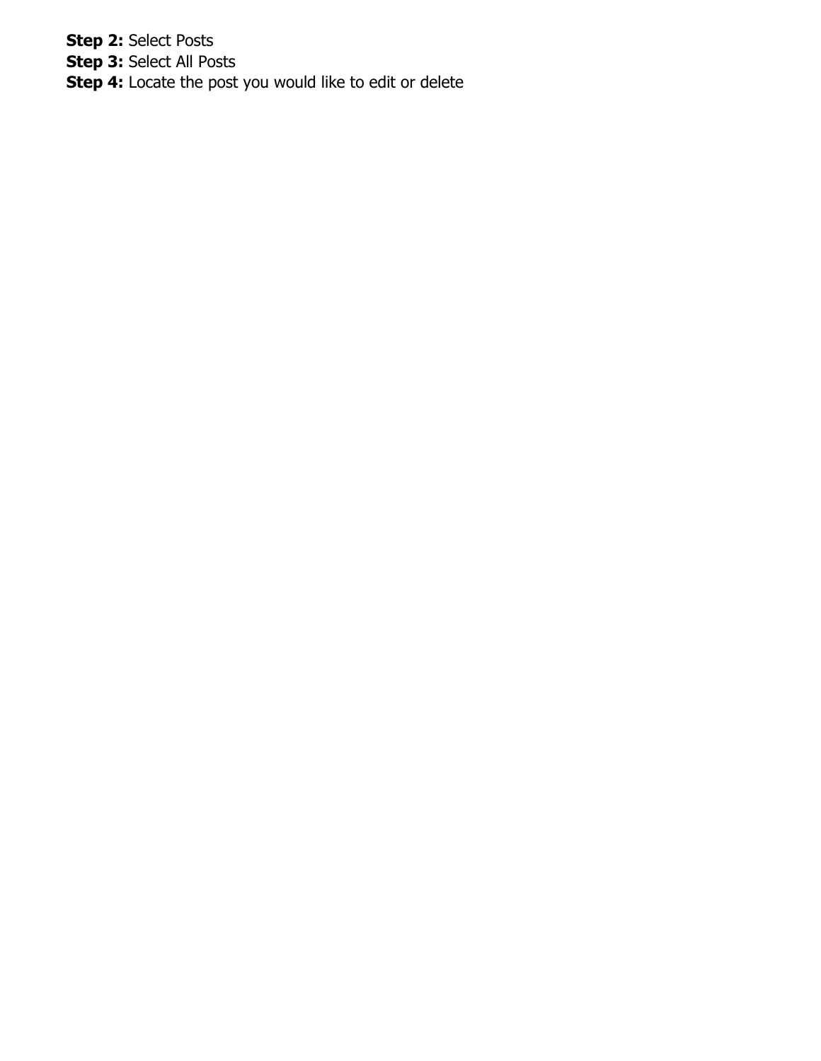**Step 2:** Select Posts
**Step 3:** Select All Posts
**Step 4:** Locate the post you would like to edit or delete